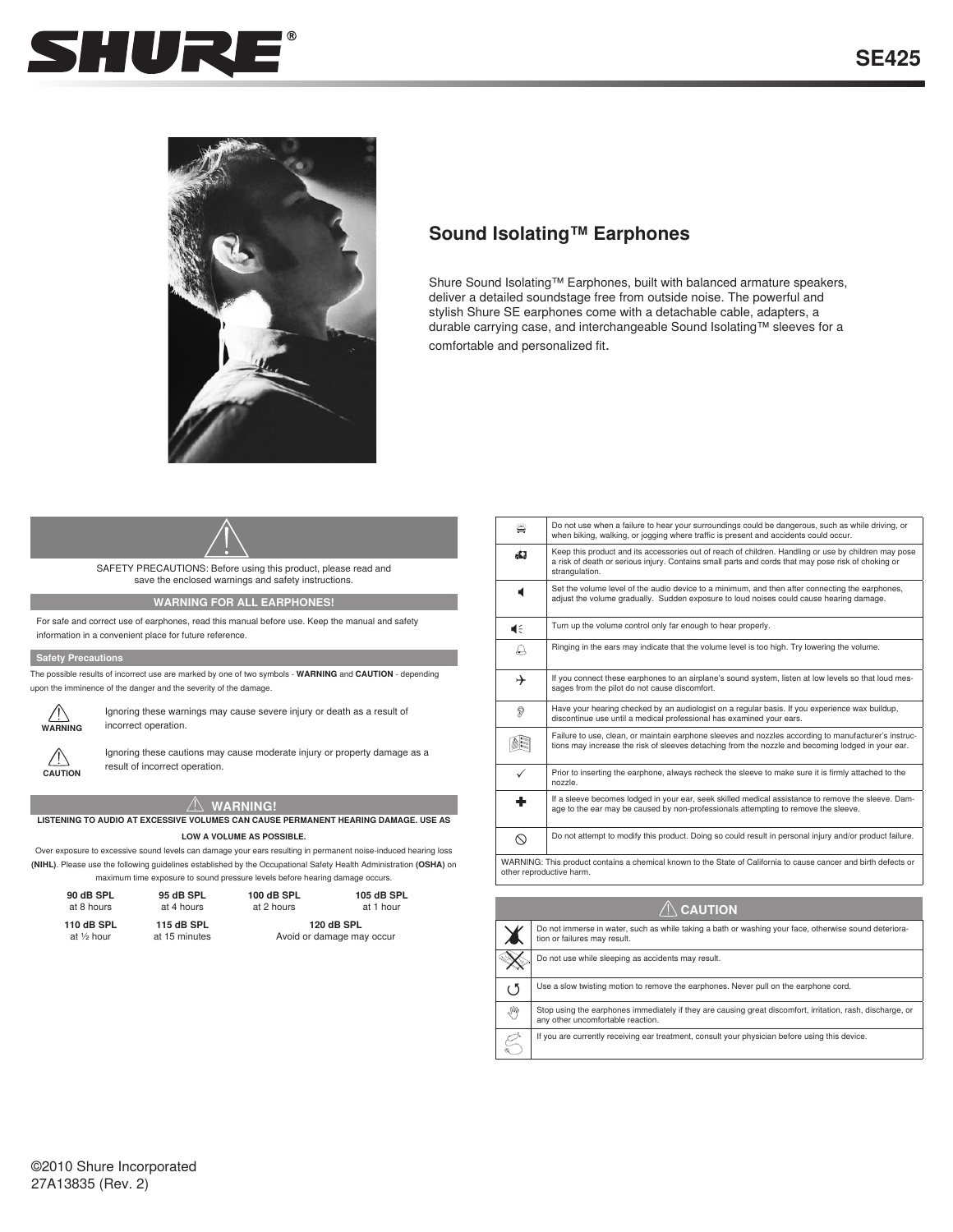# SHURE®

## SE425

## Sound Isolating™ Earphones

Shure Sound Isolating™ Earphones, built with balanced armature speakers, deliver a detailed soundstage free from outside noise. The powerful and stylish Shure SE earphones come with a detachable cable, adapters, a durable carrying case, and interchangeable Sound Isolating™ sleeves for a comfortable and personalized fit.

SAFETY PRECAUTIONS: Before using this product, please read and save the enclosed warnings and safety instructions.

### WARNING FOR ALL EARPHONES!

For safe and correct use of earphones, read this manual before use. Keep the manual and safety information in a convenient place for future reference.

### Safety Precautions

The possible results of incorrect use are marked by one of two symbols - **WARNING** and **CAUTION** - depending upon the imminence of the danger and the severity of the damage.

**WARNING**: Ignoring these warnings may cause severe injury or death as a result of incorrect operation.

**CAUTION**: Ignoring these cautions may cause moderate injury or property damage as a result of incorrect operation.

### WARNING!

**LISTENING TO AUDIO AT EXCESSIVE VOLUMES CAN CAUSE PERMANENT HEARING DAMAGE. USE AS LOW A VOLUME AS POSSIBLE.**

Over exposure to excessive sound levels can damage your ears resulting in permanent noise-induced hearing loss **(NIHL)**. Please use the following guidelines established by the Occupational Safety Health Administration **(OSHA)** on maximum time exposure to sound pressure levels before hearing damage occurs.

| 90 dB SPL | 95 dB SPL | 100 dB SPL | 105 dB SPL |
|---|---|---|---|
| at 8 hours | at 4 hours | at 2 hours | at 1 hour |
| **110 dB SPL** | **115 dB SPL** | **120 dB SPL** | |
| at ½ hour | at 15 minutes | Avoid or damage may occur | |

- Do not use when a failure to hear your surroundings could be dangerous, such as while driving, or when biking, walking, or jogging where traffic is present and accidents could occur.
- Keep this product and its accessories out of reach of children. Handling or use by children may pose a risk of death or serious injury. Contains small parts and cords that may pose risk of choking or strangulation.
- Set the volume level of the audio device to a minimum, and then after connecting the earphones, adjust the volume gradually. Sudden exposure to loud noises could cause hearing damage.
- Turn up the volume control only far enough to hear properly.
- Ringing in the ears may indicate that the volume level is too high. Try lowering the volume.
- If you connect these earphones to an airplane's sound system, listen at low levels so that loud messages from the pilot do not cause discomfort.
- Have your hearing checked by an audiologist on a regular basis. If you experience wax buildup, discontinue use until a medical professional has examined your ears.
- Failure to use, clean, or maintain earphone sleeves and nozzles according to manufacturer's instructions may increase the risk of sleeves detaching from the nozzle and becoming lodged in your ear.
- Prior to inserting the earphone, always recheck the sleeve to make sure it is firmly attached to the nozzle.
- If a sleeve becomes lodged in your ear, seek skilled medical assistance to remove the sleeve. Damage to the ear may be caused by non-professionals attempting to remove the sleeve.
- Do not attempt to modify this product. Doing so could result in personal injury and/or product failure.

WARNING: This product contains a chemical known to the State of California to cause cancer and birth defects or other reproductive harm.

### CAUTION

- Do not immerse in water, such as while taking a bath or washing your face, otherwise sound deterioration or failures may result.
- Do not use while sleeping as accidents may result.
- Use a slow twisting motion to remove the earphones. Never pull on the earphone cord.
- Stop using the earphones immediately if they are causing great discomfort, irritation, rash, discharge, or any other uncomfortable reaction.
- If you are currently receiving ear treatment, consult your physician before using this device.

©2010 Shure Incorporated
27A13835 (Rev. 2)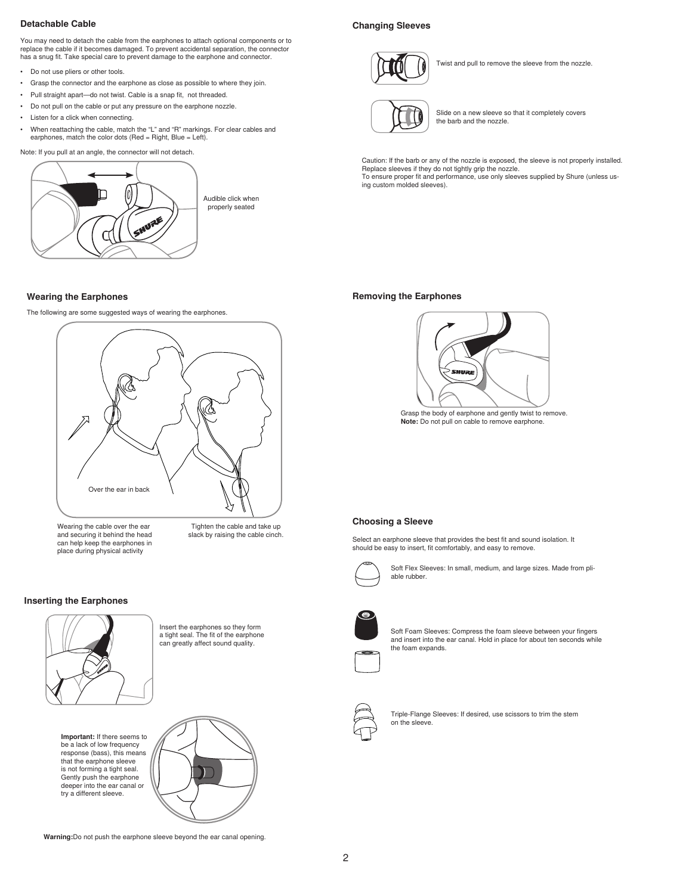## Detachable Cable

You may need to detach the cable from the earphones to attach optional components or to replace the cable if it becomes damaged. To prevent accidental separation, the connector has a snug fit. Take special care to prevent damage to the earphone and connector.

- Do not use pliers or other tools.
- Grasp the connector and the earphone as close as possible to where they join.
- Pull straight apart—do not twist. Cable is a snap fit, not threaded.
- Do not pull on the cable or put any pressure on the earphone nozzle.
- Listen for a click when connecting.
- When reattaching the cable, match the "L" and "R" markings. For clear cables and earphones, match the color dots (Red = Right, Blue = Left).

Note: If you pull at an angle, the connector will not detach.

Audible click when properly seated

## Changing Sleeves

Twist and pull to remove the sleeve from the nozzle.

Slide on a new sleeve so that it completely covers the barb and the nozzle.

Caution: If the barb or any of the nozzle is exposed, the sleeve is not properly installed. Replace sleeves if they do not tightly grip the nozzle.
To ensure proper fit and performance, use only sleeves supplied by Shure (unless using custom molded sleeves).

## Wearing the Earphones

The following are some suggested ways of wearing the earphones.

Over the ear in back

Wearing the cable over the ear and securing it behind the head can help keep the earphones in place during physical activity

Tighten the cable and take up slack by raising the cable cinch.

## Inserting the Earphones

Insert the earphones so they form a tight seal. The fit of the earphone can greatly affect sound quality.

**Important:** If there seems to be a lack of low frequency response (bass), this means that the earphone sleeve is not forming a tight seal. Gently push the earphone deeper into the ear canal or try a different sleeve.

**Warning:** Do not push the earphone sleeve beyond the ear canal opening.

## Removing the Earphones

Grasp the body of earphone and gently twist to remove.
**Note:** Do not pull on cable to remove earphone.

## Choosing a Sleeve

Select an earphone sleeve that provides the best fit and sound isolation. It should be easy to insert, fit comfortably, and easy to remove.

Soft Flex Sleeves: In small, medium, and large sizes. Made from pliable rubber.

Soft Foam Sleeves: Compress the foam sleeve between your fingers and insert into the ear canal. Hold in place for about ten seconds while the foam expands.

Triple-Flange Sleeves: If desired, use scissors to trim the stem on the sleeve.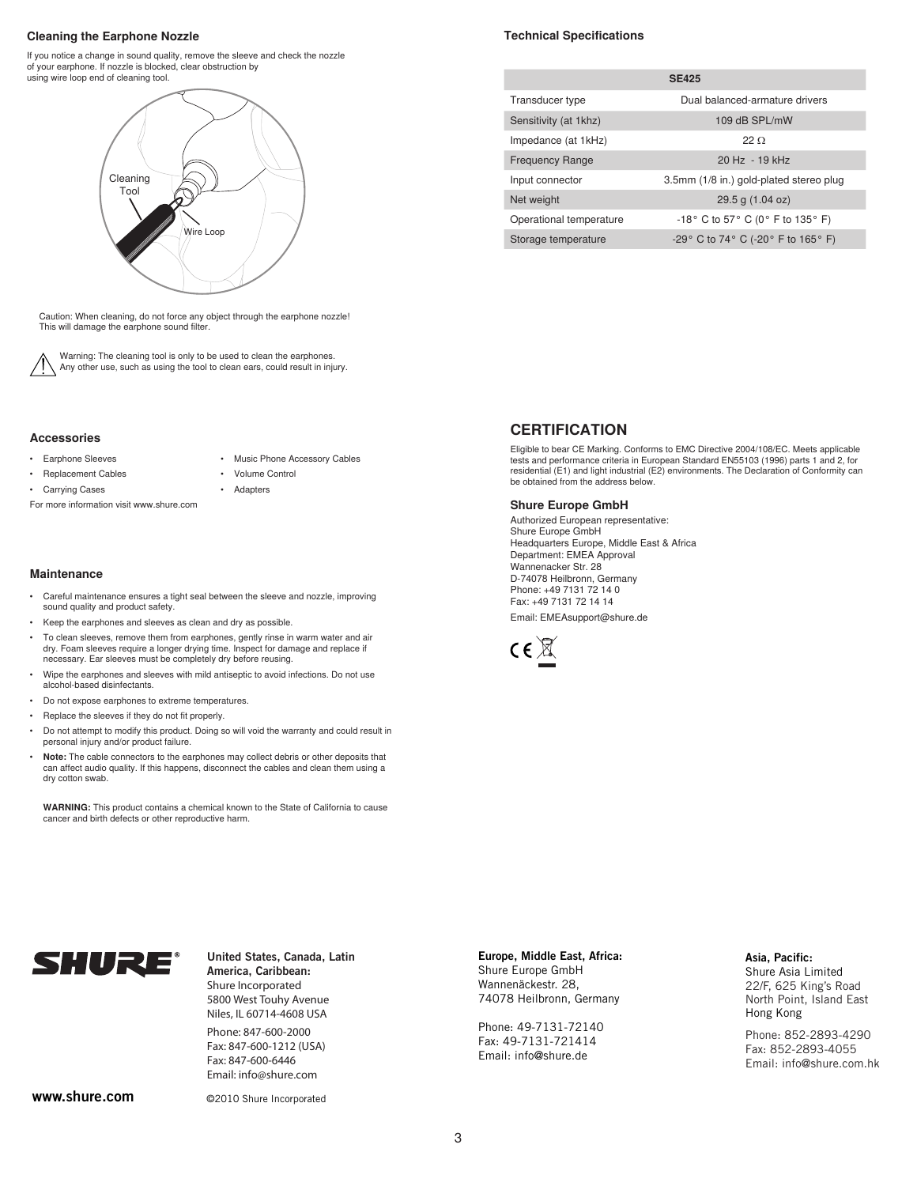### Cleaning the Earphone Nozzle

If you notice a change in sound quality, remove the sleeve and check the nozzle of your earphone. If nozzle is blocked, clear obstruction by using wire loop end of cleaning tool.

Cleaning Tool

Wire Loop

Caution: When cleaning, do not force any object through the earphone nozzle! This will damage the earphone sound filter.

Warning: The cleaning tool is only to be used to clean the earphones. Any other use, such as using the tool to clean ears, could result in injury.

### Accessories

- Earphone Sleeves
- Replacement Cables
- Carrying Cases
- Music Phone Accessory Cables
- Volume Control
- Adapters

For more information visit www.shure.com

### Maintenance

- Careful maintenance ensures a tight seal between the sleeve and nozzle, improving sound quality and product safety.
- Keep the earphones and sleeves as clean and dry as possible.
- To clean sleeves, remove them from earphones, gently rinse in warm water and air dry. Foam sleeves require a longer drying time. Inspect for damage and replace if necessary. Ear sleeves must be completely dry before reusing.
- Wipe the earphones and sleeves with mild antiseptic to avoid infections. Do not use alcohol-based disinfectants.
- Do not expose earphones to extreme temperatures.
- Replace the sleeves if they do not fit properly.
- Do not attempt to modify this product. Doing so will void the warranty and could result in personal injury and/or product failure.
- **Note:** The cable connectors to the earphones may collect debris or other deposits that can affect audio quality. If this happens, disconnect the cables and clean them using a dry cotton swab.

**WARNING:** This product contains a chemical known to the State of California to cause cancer and birth defects or other reproductive harm.

### Technical Specifications

| | SE425 |
|---|---|
| Transducer type | Dual balanced-armature drivers |
| Sensitivity (at 1khz) | 109 dB SPL/mW |
| Impedance (at 1kHz) | 22 Ω |
| Frequency Range | 20 Hz - 19 kHz |
| Input connector | 3.5mm (1/8 in.) gold-plated stereo plug |
| Net weight | 29.5 g (1.04 oz) |
| Operational temperature | -18° C to 57° C (0° F to 135° F) |
| Storage temperature | -29° C to 74° C (-20° F to 165° F) |

## CERTIFICATION

Eligible to bear CE Marking. Conforms to EMC Directive 2004/108/EC. Meets applicable tests and performance criteria in European Standard EN55103 (1996) parts 1 and 2, for residential (E1) and light industrial (E2) environments. The Declaration of Conformity can be obtained from the address below.

### Shure Europe GmbH

Authorized European representative:
Shure Europe GmbH
Headquarters Europe, Middle East & Africa
Department: EMEA Approval
Wannenacker Str. 28
D-74078 Heilbronn, Germany
Phone: +49 7131 72 14 0
Fax: +49 7131 72 14 14

Email: EMEAsupport@shure.de

SHURE®

www.shure.com

**United States, Canada, Latin America, Caribbean:**
Shure Incorporated
5800 West Touhy Avenue
Niles, IL 60714-4608 USA
Phone: 847-600-2000
Fax: 847-600-1212 (USA)
Fax: 847-600-6446
Email: info@shure.com

©2010 Shure Incorporated

**Europe, Middle East, Africa:**
Shure Europe GmbH
Wannenäckestr. 28,
74078 Heilbronn, Germany

Phone: 49-7131-72140
Fax: 49-7131-721414
Email: info@shure.de

**Asia, Pacific:**
Shure Asia Limited
22/F, 625 King's Road
North Point, Island East
Hong Kong

Phone: 852-2893-4290
Fax: 852-2893-4055
Email: info@shure.com.hk